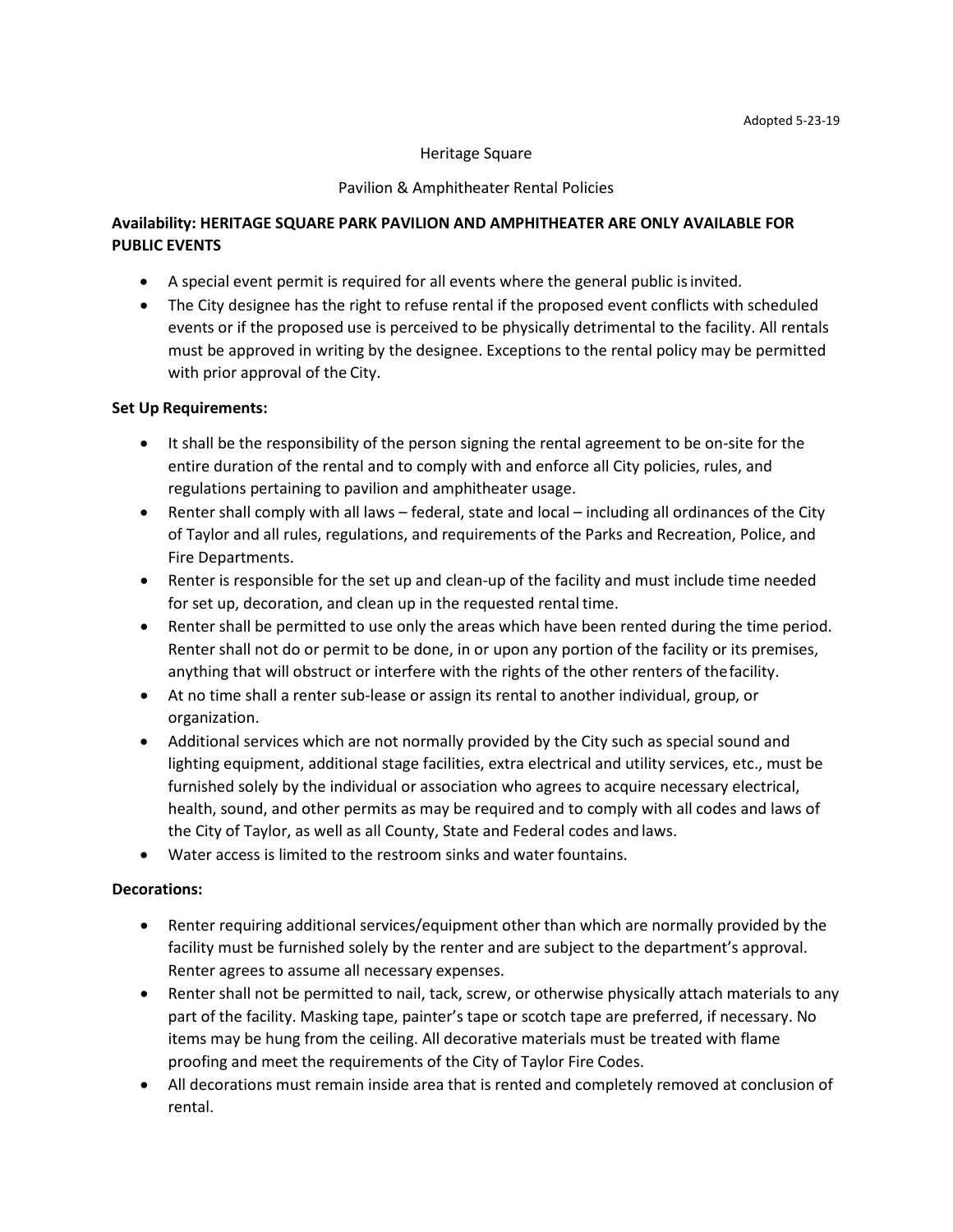Adopted 5-23-19

# Heritage Square

## Pavilion & Amphitheater Rental Policies

**Availability: HERITAGE SQUARE PARK PAVILION AND AMPHITHEATER ARE ONLY AVAILABLE FOR PUBLIC EVENTS**

- A special event permit is required for all events where the general public is invited.
- The City designee has the right to refuse rental if the proposed event conflicts with scheduled events or if the proposed use is perceived to be physically detrimental to the facility. All rentals must be approved in writing by the designee. Exceptions to the rental policy may be permitted with prior approval of the City.

**Set Up Requirements:**

- It shall be the responsibility of the person signing the rental agreement to be on-site for the entire duration of the rental and to comply with and enforce all City policies, rules, and regulations pertaining to pavilion and amphitheater usage.
- Renter shall comply with all laws – federal, state and local – including all ordinances of the City of Taylor and all rules, regulations, and requirements of the Parks and Recreation, Police, and Fire Departments.
- Renter is responsible for the set up and clean-up of the facility and must include time needed for set up, decoration, and clean up in the requested rental time.
- Renter shall be permitted to use only the areas which have been rented during the time period. Renter shall not do or permit to be done, in or upon any portion of the facility or its premises, anything that will obstruct or interfere with the rights of the other renters of the facility.
- At no time shall a renter sub-lease or assign its rental to another individual, group, or organization.
- Additional services which are not normally provided by the City such as special sound and lighting equipment, additional stage facilities, extra electrical and utility services, etc., must be furnished solely by the individual or association who agrees to acquire necessary electrical, health, sound, and other permits as may be required and to comply with all codes and laws of the City of Taylor, as well as all County, State and Federal codes and laws.
- Water access is limited to the restroom sinks and water fountains.

**Decorations:**

- Renter requiring additional services/equipment other than which are normally provided by the facility must be furnished solely by the renter and are subject to the department's approval. Renter agrees to assume all necessary expenses.
- Renter shall not be permitted to nail, tack, screw, or otherwise physically attach materials to any part of the facility. Masking tape, painter's tape or scotch tape are preferred, if necessary. No items may be hung from the ceiling. All decorative materials must be treated with flame proofing and meet the requirements of the City of Taylor Fire Codes.
- All decorations must remain inside area that is rented and completely removed at conclusion of rental.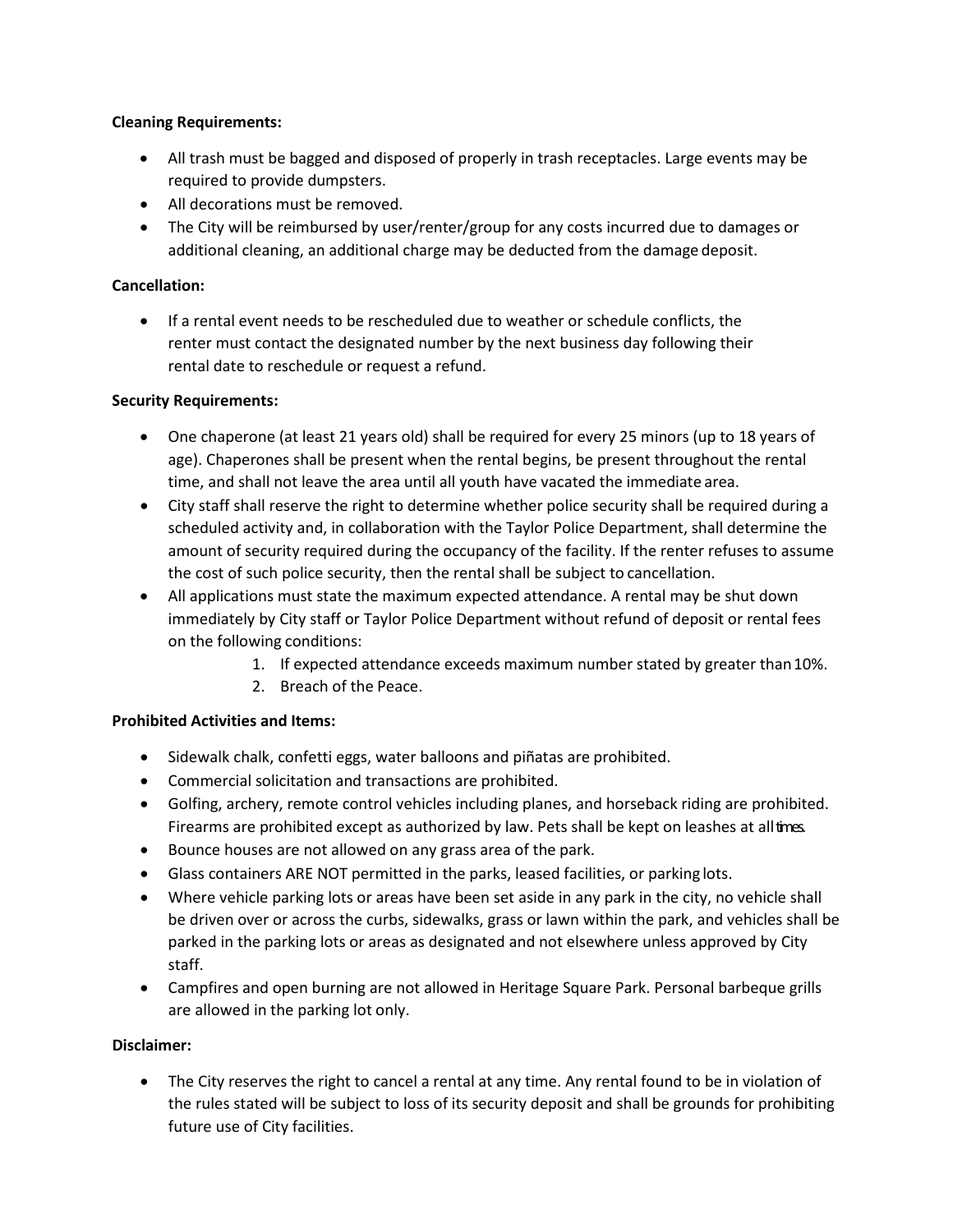**Cleaning Requirements:**

- All trash must be bagged and disposed of properly in trash receptacles. Large events may be required to provide dumpsters.
- All decorations must be removed.
- The City will be reimbursed by user/renter/group for any costs incurred due to damages or additional cleaning, an additional charge may be deducted from the damage deposit.

**Cancellation:**

- If a rental event needs to be rescheduled due to weather or schedule conflicts, the renter must contact the designated number by the next business day following their rental date to reschedule or request a refund.

**Security Requirements:**

- One chaperone (at least 21 years old) shall be required for every 25 minors (up to 18 years of age). Chaperones shall be present when the rental begins, be present throughout the rental time, and shall not leave the area until all youth have vacated the immediate area.
- City staff shall reserve the right to determine whether police security shall be required during a scheduled activity and, in collaboration with the Taylor Police Department, shall determine the amount of security required during the occupancy of the facility. If the renter refuses to assume the cost of such police security, then the rental shall be subject to cancellation.
- All applications must state the maximum expected attendance. A rental may be shut down immediately by City staff or Taylor Police Department without refund of deposit or rental fees on the following conditions:
    1. If expected attendance exceeds maximum number stated by greater than 10%.
    2. Breach of the Peace.

**Prohibited Activities and Items:**

- Sidewalk chalk, confetti eggs, water balloons and piñatas are prohibited.
- Commercial solicitation and transactions are prohibited.
- Golfing, archery, remote control vehicles including planes, and horseback riding are prohibited. Firearms are prohibited except as authorized by law. Pets shall be kept on leashes at all times.
- Bounce houses are not allowed on any grass area of the park.
- Glass containers ARE NOT permitted in the parks, leased facilities, or parking lots.
- Where vehicle parking lots or areas have been set aside in any park in the city, no vehicle shall be driven over or across the curbs, sidewalks, grass or lawn within the park, and vehicles shall be parked in the parking lots or areas as designated and not elsewhere unless approved by City staff.
- Campfires and open burning are not allowed in Heritage Square Park. Personal barbeque grills are allowed in the parking lot only.

**Disclaimer:**

- The City reserves the right to cancel a rental at any time. Any rental found to be in violation of the rules stated will be subject to loss of its security deposit and shall be grounds for prohibiting future use of City facilities.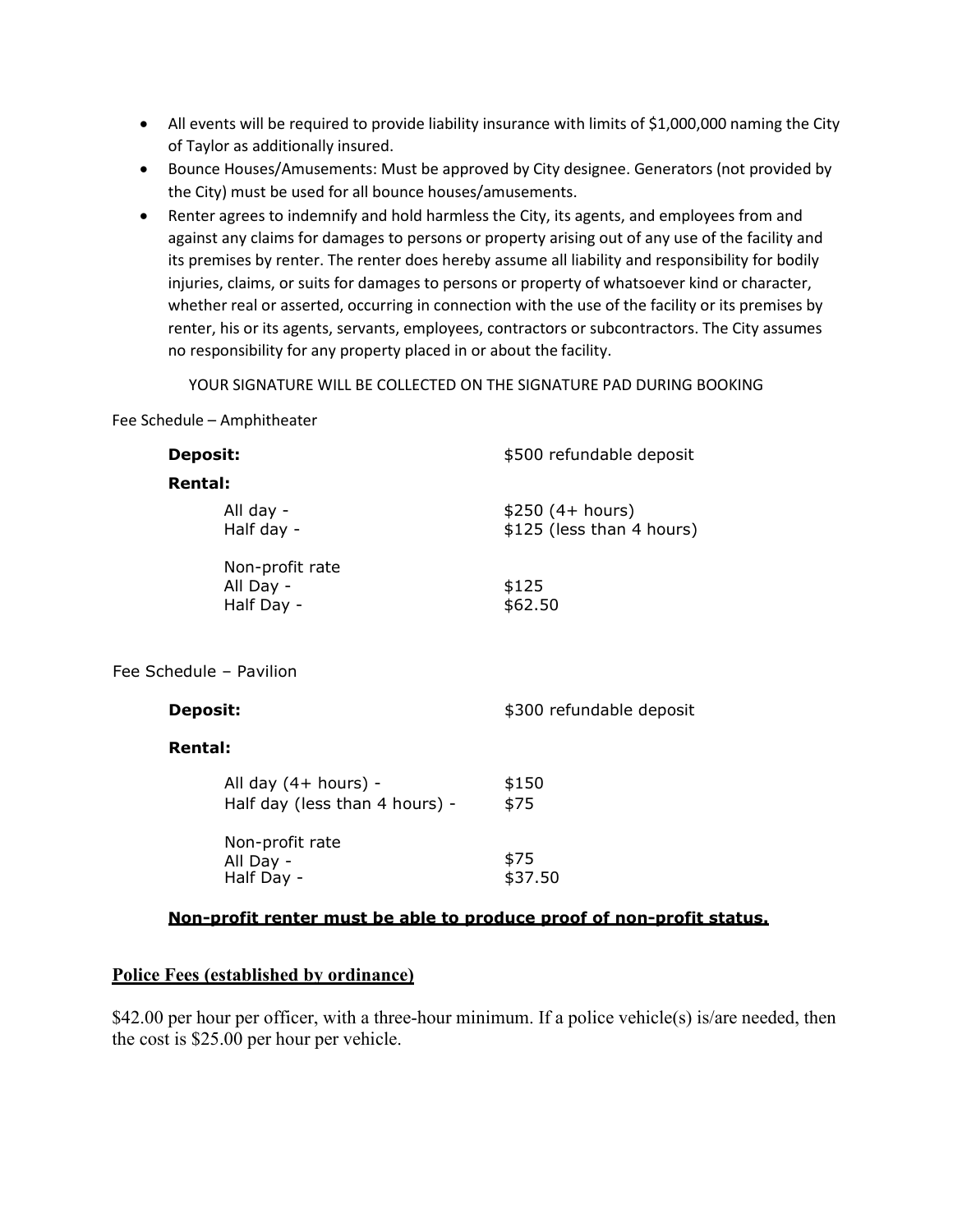- All events will be required to provide liability insurance with limits of $1,000,000 naming the City of Taylor as additionally insured.
- Bounce Houses/Amusements: Must be approved by City designee. Generators (not provided by the City) must be used for all bounce houses/amusements.
- Renter agrees to indemnify and hold harmless the City, its agents, and employees from and against any claims for damages to persons or property arising out of any use of the facility and its premises by renter. The renter does hereby assume all liability and responsibility for bodily injuries, claims, or suits for damages to persons or property of whatsoever kind or character, whether real or asserted, occurring in connection with the use of the facility or its premises by renter, his or its agents, servants, employees, contractors or subcontractors. The City assumes no responsibility for any property placed in or about the facility.

YOUR SIGNATURE WILL BE COLLECTED ON THE SIGNATURE PAD DURING BOOKING

Fee Schedule – Amphitheater

| | |
|---|---|
| **Deposit:** | $500 refundable deposit |
| **Rental:** | |
| All day - | $250 (4+ hours) |
| Half day - | $125 (less than 4 hours) |
| Non-profit rate | |
| All Day - | $125 |
| Half Day - | $62.50 |

Fee Schedule – Pavilion

| | |
|---|---|
| **Deposit:** | $300 refundable deposit |
| **Rental:** | |
| All day (4+ hours) - | $150 |
| Half day (less than 4 hours) - | $75 |
| Non-profit rate | |
| All Day - | $75 |
| Half Day - | $37.50 |

**Non-profit renter must be able to produce proof of non-profit status.**

**Police Fees (established by ordinance)**

$42.00 per hour per officer, with a three-hour minimum. If a police vehicle(s) is/are needed, then the cost is $25.00 per hour per vehicle.